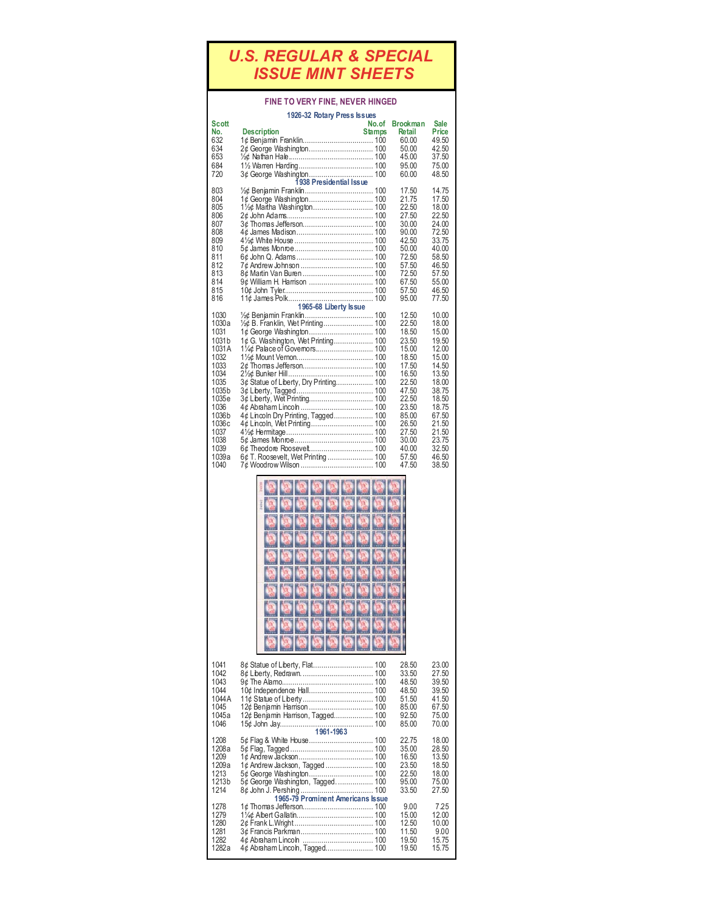# U.S. REGULAR & SPECIAL ISSUE MINT SHEETS

## FINE TO VERY FINE, NEVER HINGED

| Scott No. | Description | No. of Stamps | Brookman Retail | Sale Price |
|---|---|---|---|---|
| | **1926-32 Rotary Press Issues** | | | |
| 632 | 1¢ Benjamin Franklin | 100 | 60.00 | 49.50 |
| 634 | 2¢ George Washington | 100 | 50.00 | 42.50 |
| 653 | ½¢ Nathan Hale | 100 | 45.00 | 37.50 |
| 684 | 1½ Warren Harding | 100 | 95.00 | 75.00 |
| 720 | 3¢ George Washington | 100 | 60.00 | 48.50 |
| | **1938 Presidential Issue** | | | |
| 803 | ½¢ Benjamin Franklin | 100 | 17.50 | 14.75 |
| 804 | 1¢ George Washington | 100 | 21.75 | 17.50 |
| 805 | 1½¢ Martha Washington | 100 | 22.50 | 18.00 |
| 806 | 2¢ John Adams | 100 | 27.50 | 22.50 |
| 807 | 3¢ Thomas Jefferson | 100 | 30.00 | 24.00 |
| 808 | 4¢ James Madison | 100 | 90.00 | 72.50 |
| 809 | 4½¢ White House | 100 | 42.50 | 33.75 |
| 810 | 5¢ James Monroe | 100 | 50.00 | 40.00 |
| 811 | 6¢ John Q. Adams | 100 | 72.50 | 58.50 |
| 812 | 7¢ Andrew Johnson | 100 | 57.50 | 46.50 |
| 813 | 8¢ Martin Van Buren | 100 | 72.50 | 57.50 |
| 814 | 9¢ William H. Harrison | 100 | 67.50 | 55.00 |
| 815 | 10¢ John Tyler | 100 | 57.50 | 46.50 |
| 816 | 11¢ James Polk | 100 | 95.00 | 77.50 |
| | **1965-68 Liberty Issue** | | | |
| 1030 | ½¢ Benjamin Franklin | 100 | 12.50 | 10.00 |
| 1030a | ½¢ B. Franklin, Wet Printing | 100 | 22.50 | 18.00 |
| 1031 | 1¢ George Washington | 100 | 18.50 | 15.00 |
| 1031b | 1¢ G. Washington, Wet Printing | 100 | 23.50 | 19.50 |
| 1031A | 1¼¢ Palace of Governors | 100 | 15.00 | 12.00 |
| 1032 | 1½¢ Mount Vernon | 100 | 18.50 | 15.00 |
| 1033 | 2¢ Thomas Jefferson | 100 | 17.50 | 14.50 |
| 1034 | 2½¢ Bunker Hill | 100 | 16.50 | 13.50 |
| 1035 | 3¢ Statue of Liberty, Dry Printing | 100 | 22.50 | 18.00 |
| 1035b | 3¢ Liberty, Tagged | 100 | 47.50 | 38.75 |
| 1035e | 3¢ Liberty, Wet Printing | 100 | 22.50 | 18.50 |
| 1036 | 4¢ Abraham Lincoln | 100 | 23.50 | 18.75 |
| 1036b | 4¢ Lincoln Dry Printing, Tagged | 100 | 85.00 | 67.50 |
| 1036c | 4¢ Lincoln, Wet Printing | 100 | 26.50 | 21.50 |
| 1037 | 4½¢ Hermitage | 100 | 27.50 | 21.50 |
| 1038 | 5¢ James Monroe | 100 | 30.00 | 23.75 |
| 1039 | 6¢ Theodore Roosevelt | 100 | 40.00 | 32.50 |
| 1039a | 6¢ T. Roosevelt, Wet Printing | 100 | 57.50 | 46.50 |
| 1040 | 7¢ Woodrow Wilson | 100 | 47.50 | 38.50 |
| 1041 | 8¢ Statue of Liberty, Flat | 100 | 28.50 | 23.00 |
| 1042 | 8¢ Liberty, Redrawn | 100 | 33.50 | 27.50 |
| 1043 | 9¢ The Alamo | 100 | 48.50 | 39.50 |
| 1044 | 10¢ Independence Hall | 100 | 48.50 | 39.50 |
| 1044A | 11¢ Statue of Liberty | 100 | 51.50 | 41.50 |
| 1045 | 12¢ Benjamin Harrison | 100 | 85.00 | 67.50 |
| 1045a | 12¢ Benjamin Harrison, Tagged | 100 | 92.50 | 75.00 |
| 1046 | 15¢ John Jay | 100 | 85.00 | 70.00 |
| | **1961-1963** | | | |
| 1208 | 5¢ Flag & White House | 100 | 22.75 | 18.00 |
| 1208a | 5¢ Flag, Tagged | 100 | 35.00 | 28.50 |
| 1209 | 1¢ Andrew Jackson | 100 | 16.50 | 13.50 |
| 1209a | 1¢ Andrew Jackson, Tagged | 100 | 23.50 | 18.50 |
| 1213 | 5¢ George Washington | 100 | 22.50 | 18.00 |
| 1213b | 5¢ George Washington, Tagged | 100 | 95.00 | 75.00 |
| 1214 | 8¢ John J. Pershing | 100 | 33.50 | 27.50 |
| | **1965-79 Prominent Americans Issue** | | | |
| 1278 | 1¢ Thomas Jefferson | 100 | 9.00 | 7.25 |
| 1279 | 1¼¢ Albert Gallatin | 100 | 15.00 | 12.00 |
| 1280 | 2¢ Frank L.Wright | 100 | 12.50 | 10.00 |
| 1281 | 3¢ Francis Parkman | 100 | 11.50 | 9.00 |
| 1282 | 4¢ Abraham Lincoln | 100 | 19.50 | 15.75 |
| 1282a | 4¢ Abraham Lincoln, Tagged | 100 | 19.50 | 15.75 |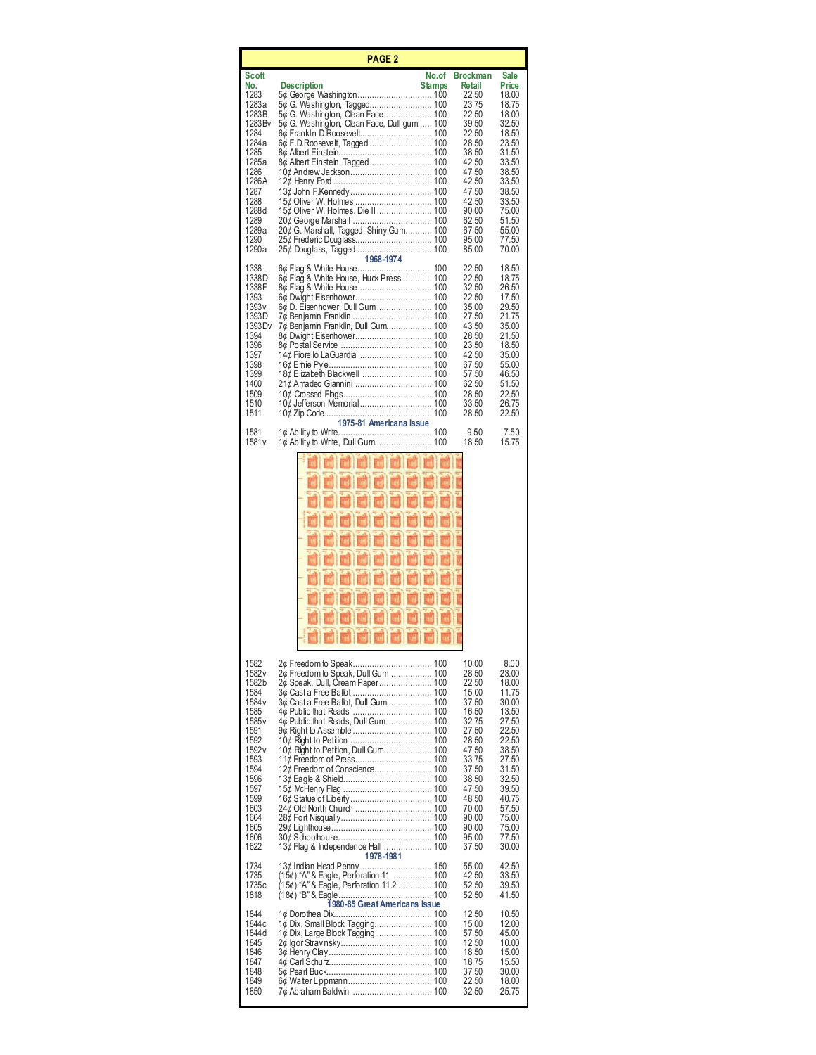## PAGE 2

| Scott No. | Description | No. of Stamps | Brookman Retail | Sale Price |
|---|---|---|---|---|
| 1283 | 5¢ George Washington | 100 | 22.50 | 18.00 |
| 1283a | 5¢ G. Washington, Tagged | 100 | 23.75 | 18.75 |
| 1283B | 5¢ G. Washington, Clean Face | 100 | 22.50 | 18.00 |
| 1283Bv | 5¢ G. Washington, Clean Face, Dull gum | 100 | 39.50 | 32.50 |
| 1284 | 6¢ Franklin D.Roosevelt | 100 | 22.50 | 18.50 |
| 1284a | 6¢ F.D.Roosevelt, Tagged | 100 | 28.50 | 23.50 |
| 1285 | 8¢ Albert Einstein | 100 | 38.50 | 31.50 |
| 1285a | 8¢ Albert Einstein, Tagged | 100 | 42.50 | 33.50 |
| 1286 | 10¢ Andrew Jackson | 100 | 47.50 | 38.50 |
| 1286A | 12¢ Henry Ford | 100 | 42.50 | 33.50 |
| 1287 | 13¢ John F.Kennedy | 100 | 47.50 | 38.50 |
| 1288 | 15¢ Oliver W. Holmes | 100 | 42.50 | 33.50 |
| 1288d | 15¢ Oliver W. Holmes, Die II | 100 | 90.00 | 75.00 |
| 1289 | 20¢ George Marshall | 100 | 62.50 | 51.50 |
| 1289a | 20¢ G. Marshall, Tagged, Shiny Gum | 100 | 67.50 | 55.00 |
| 1290 | 25¢ Frederic Douglass | 100 | 95.00 | 77.50 |
| 1290a | 25¢ Douglass, Tagged | 100 | 85.00 | 70.00 |
| | **1968-1974** | | | |
| 1338 | 6¢ Flag & White House | 100 | 22.50 | 18.50 |
| 1338D | 6¢ Flag & White House, Huck Press | 100 | 22.50 | 18.75 |
| 1338F | 8¢ Flag & White House | 100 | 32.50 | 26.50 |
| 1393 | 6¢ Dwight Eisenhower | 100 | 22.50 | 17.50 |
| 1393v | 6¢ D. Eisenhower, Dull Gum | 100 | 35.00 | 29.50 |
| 1393D | 7¢ Benjamin Franklin | 100 | 27.50 | 21.75 |
| 1393Dv | 7¢ Benjamin Franklin, Dull Gum | 100 | 43.50 | 35.00 |
| 1394 | 8¢ Dwight Eisenhower | 100 | 28.50 | 21.50 |
| 1396 | 8¢ Postal Service | 100 | 23.50 | 18.50 |
| 1397 | 14¢ Fiorello LaGuardia | 100 | 42.50 | 35.00 |
| 1398 | 16¢ Ernie Pyle | 100 | 67.50 | 55.00 |
| 1399 | 18¢ Elizabeth Blackwell | 100 | 57.50 | 46.50 |
| 1400 | 21¢ Amadeo Giannini | 100 | 62.50 | 51.50 |
| 1509 | 10¢ Crossed Flags | 100 | 28.50 | 22.50 |
| 1510 | 10¢ Jefferson Memorial | 100 | 33.50 | 26.75 |
| 1511 | 10¢ Zip Code | 100 | 28.50 | 22.50 |
| | **1975-81 Americana Issue** | | | |
| 1581 | 1¢ Ability to Write | 100 | 9.50 | 7.50 |
| 1581v | 1¢ Ability to Write, Dull Gum | 100 | 18.50 | 15.75 |
| 1582 | 2¢ Freedom to Speak | 100 | 10.00 | 8.00 |
| 1582v | 2¢ Freedom to Speak, Dull Gum | 100 | 28.50 | 23.00 |
| 1582b | 2¢ Speak, Dull, Cream Paper | 100 | 22.50 | 18.00 |
| 1584 | 3¢ Cast a Free Ballot | 100 | 15.00 | 11.75 |
| 1584v | 3¢ Cast a Free Ballot, Dull Gum | 100 | 37.50 | 30.00 |
| 1585 | 4¢ Public that Reads | 100 | 16.50 | 13.50 |
| 1585v | 4¢ Public that Reads, Dull Gum | 100 | 32.75 | 27.50 |
| 1591 | 9¢ Right to Assemble | 100 | 27.50 | 22.50 |
| 1592 | 10¢ Right to Petition | 100 | 28.50 | 22.50 |
| 1592v | 10¢ Right to Petition, Dull Gum | 100 | 47.50 | 38.50 |
| 1593 | 11¢ Freedom of Press | 100 | 33.75 | 27.50 |
| 1594 | 12¢ Freedom of Conscience | 100 | 37.50 | 31.50 |
| 1596 | 13¢ Eagle & Shield | 100 | 38.50 | 32.50 |
| 1597 | 15¢ McHenry Flag | 100 | 47.50 | 39.50 |
| 1599 | 16¢ Statue of Liberty | 100 | 48.50 | 40.75 |
| 1603 | 24¢ Old North Church | 100 | 70.00 | 57.50 |
| 1604 | 28¢ Fort Nisqually | 100 | 90.00 | 75.00 |
| 1605 | 29¢ Lighthouse | 100 | 90.00 | 75.00 |
| 1606 | 30¢ Schoolhouse | 100 | 95.00 | 77.50 |
| 1622 | 13¢ Flag & Independence Hall | 100 | 37.50 | 30.00 |
| | **1978-1981** | | | |
| 1734 | 13¢ Indian Head Penny | 150 | 55.00 | 42.50 |
| 1735 | (15¢) "A" & Eagle, Perforation 11 | 100 | 42.50 | 33.50 |
| 1735c | (15¢) "A" & Eagle, Perforation 11.2 | 100 | 52.50 | 39.50 |
| 1818 | (18¢) "B" & Eagle | 100 | 52.50 | 41.50 |
| | **1980-85 Great Americans Issue** | | | |
| 1844 | 1¢ Dorothea Dix | 100 | 12.50 | 10.50 |
| 1844c | 1¢ Dix, Small Block Tagging | 100 | 15.00 | 12.00 |
| 1844d | 1¢ Dix, Large Block Tagging | 100 | 57.50 | 45.00 |
| 1845 | 2¢ Igor Stravinsky | 100 | 12.50 | 10.00 |
| 1846 | 3¢ Henry Clay | 100 | 18.50 | 15.00 |
| 1847 | 4¢ Carl Schurz | 100 | 18.75 | 15.50 |
| 1848 | 5¢ Pearl Buck | 100 | 37.50 | 30.00 |
| 1849 | 6¢ Walter Lippmann | 100 | 22.50 | 18.00 |
| 1850 | 7¢ Abraham Baldwin | 100 | 32.50 | 25.75 |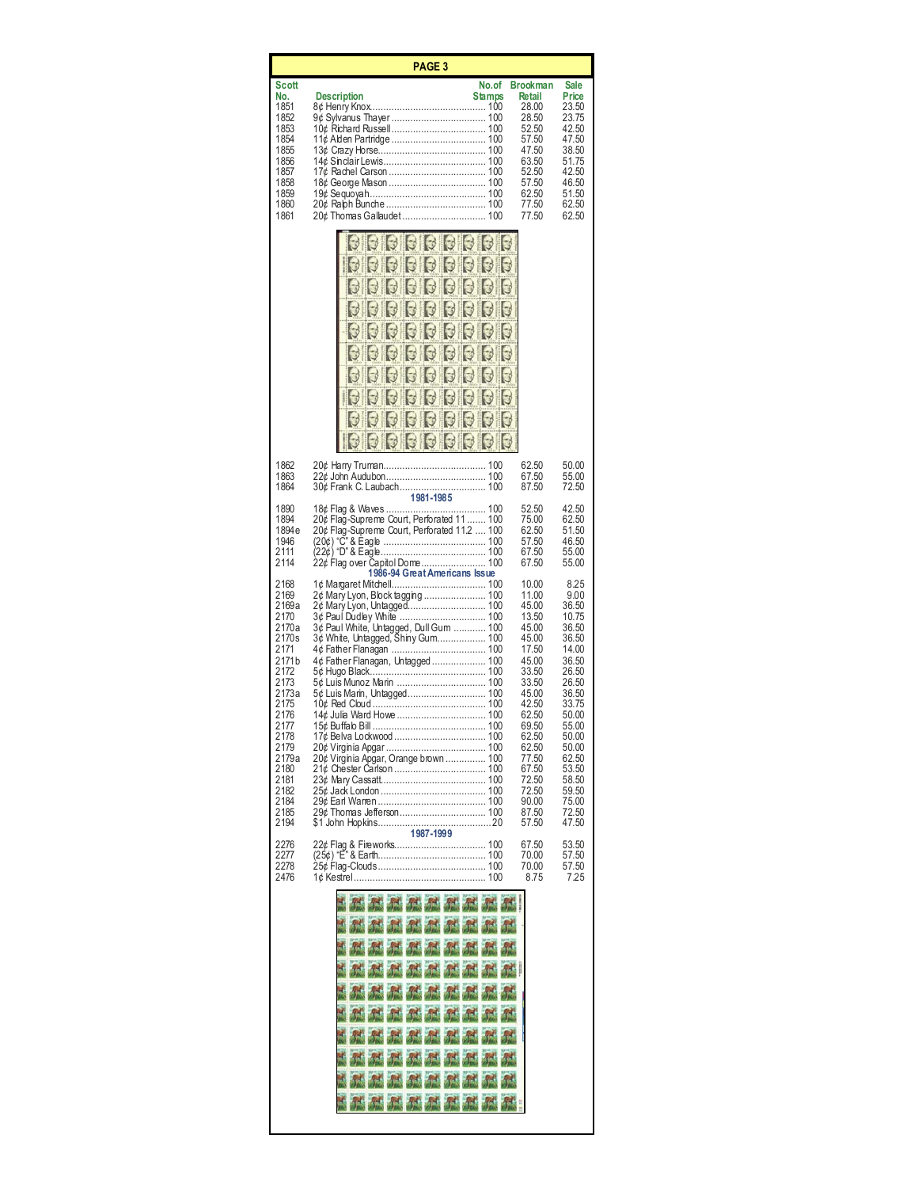## PAGE 3

| Scott No. | Description | No. of Stamps | Brookman Retail | Sale Price |
|---|---|---|---|---|
| 1851 | 8¢ Henry Knox | 100 | 28.00 | 23.50 |
| 1852 | 9¢ Sylvanus Thayer | 100 | 28.50 | 23.75 |
| 1853 | 10¢ Richard Russell | 100 | 52.50 | 42.50 |
| 1854 | 11¢ Alden Partridge | 100 | 57.50 | 47.50 |
| 1855 | 13¢ Crazy Horse | 100 | 47.50 | 38.50 |
| 1856 | 14¢ Sinclair Lewis | 100 | 63.50 | 51.75 |
| 1857 | 17¢ Rachel Carson | 100 | 52.50 | 42.50 |
| 1858 | 18¢ George Mason | 100 | 57.50 | 46.50 |
| 1859 | 19¢ Sequoyah | 100 | 62.50 | 51.50 |
| 1860 | 20¢ Ralph Bunche | 100 | 77.50 | 62.50 |
| 1861 | 20¢ Thomas Gallaudet | 100 | 77.50 | 62.50 |
| 1862 | 20¢ Harry Truman | 100 | 62.50 | 50.00 |
| 1863 | 22¢ John Audubon | 100 | 67.50 | 55.00 |
| 1864 | 30¢ Frank C. Laubach | 100 | 87.50 | 72.50 |
| | **1981-1985** | | | |
| 1890 | 18¢ Flag & Waves | 100 | 52.50 | 42.50 |
| 1894 | 20¢ Flag-Supreme Court, Perforated 11 | 100 | 75.00 | 62.50 |
| 1894e | 20¢ Flag-Supreme Court, Perforated 11.2 | 100 | 62.50 | 51.50 |
| 1946 | (20¢) "C" & Eagle | 100 | 57.50 | 46.50 |
| 2111 | (22¢) "D" & Eagle | 100 | 67.50 | 55.00 |
| 2114 | 22¢ Flag over Capitol Dome | 100 | 67.50 | 55.00 |
| | **1986-94 Great Americans Issue** | | | |
| 2168 | 1¢ Margaret Mitchell | 100 | 10.00 | 8.25 |
| 2169 | 2¢ Mary Lyon, Block tagging | 100 | 11.00 | 9.00 |
| 2169a | 2¢ Mary Lyon, Untagged | 100 | 45.00 | 36.50 |
| 2170 | 3¢ Paul Dudley White | 100 | 13.50 | 10.75 |
| 2170a | 3¢ Paul White, Untagged, Dull Gum | 100 | 45.00 | 36.50 |
| 2170s | 3¢ White, Untagged, Shiny Gum | 100 | 45.00 | 36.50 |
| 2171 | 4¢ Father Flanagan | 100 | 17.50 | 14.00 |
| 2171b | 4¢ Father Flanagan, Untagged | 100 | 45.00 | 36.50 |
| 2172 | 5¢ Hugo Black | 100 | 33.50 | 26.50 |
| 2173 | 5¢ Luis Munoz Marin | 100 | 33.50 | 26.50 |
| 2173a | 5¢ Luis Marin, Untagged | 100 | 45.00 | 36.50 |
| 2175 | 10¢ Red Cloud | 100 | 42.50 | 33.75 |
| 2176 | 14¢ Julia Ward Howe | 100 | 62.50 | 50.00 |
| 2177 | 15¢ Buffalo Bill | 100 | 69.50 | 55.00 |
| 2178 | 17¢ Belva Lockwood | 100 | 62.50 | 50.00 |
| 2179 | 20¢ Virginia Apgar | 100 | 62.50 | 50.00 |
| 2179a | 20¢ Virginia Apgar, Orange brown | 100 | 77.50 | 62.50 |
| 2180 | 21¢ Chester Carlson | 100 | 67.50 | 53.50 |
| 2181 | 23¢ Mary Cassatt | 100 | 72.50 | 58.50 |
| 2182 | 25¢ Jack London | 100 | 72.50 | 59.50 |
| 2184 | 29¢ Earl Warren | 100 | 90.00 | 75.00 |
| 2185 | 29¢ Thomas Jefferson | 100 | 87.50 | 72.50 |
| 2194 | $1 John Hopkins | 20 | 57.50 | 47.50 |
| | **1987-1999** | | | |
| 2276 | 22¢ Flag & Fireworks | 100 | 67.50 | 53.50 |
| 2277 | (25¢) "E" & Earth | 100 | 70.00 | 57.50 |
| 2278 | 25¢ Flag-Clouds | 100 | 70.00 | 57.50 |
| 2476 | 1¢ Kestrel | 100 | 8.75 | 7.25 |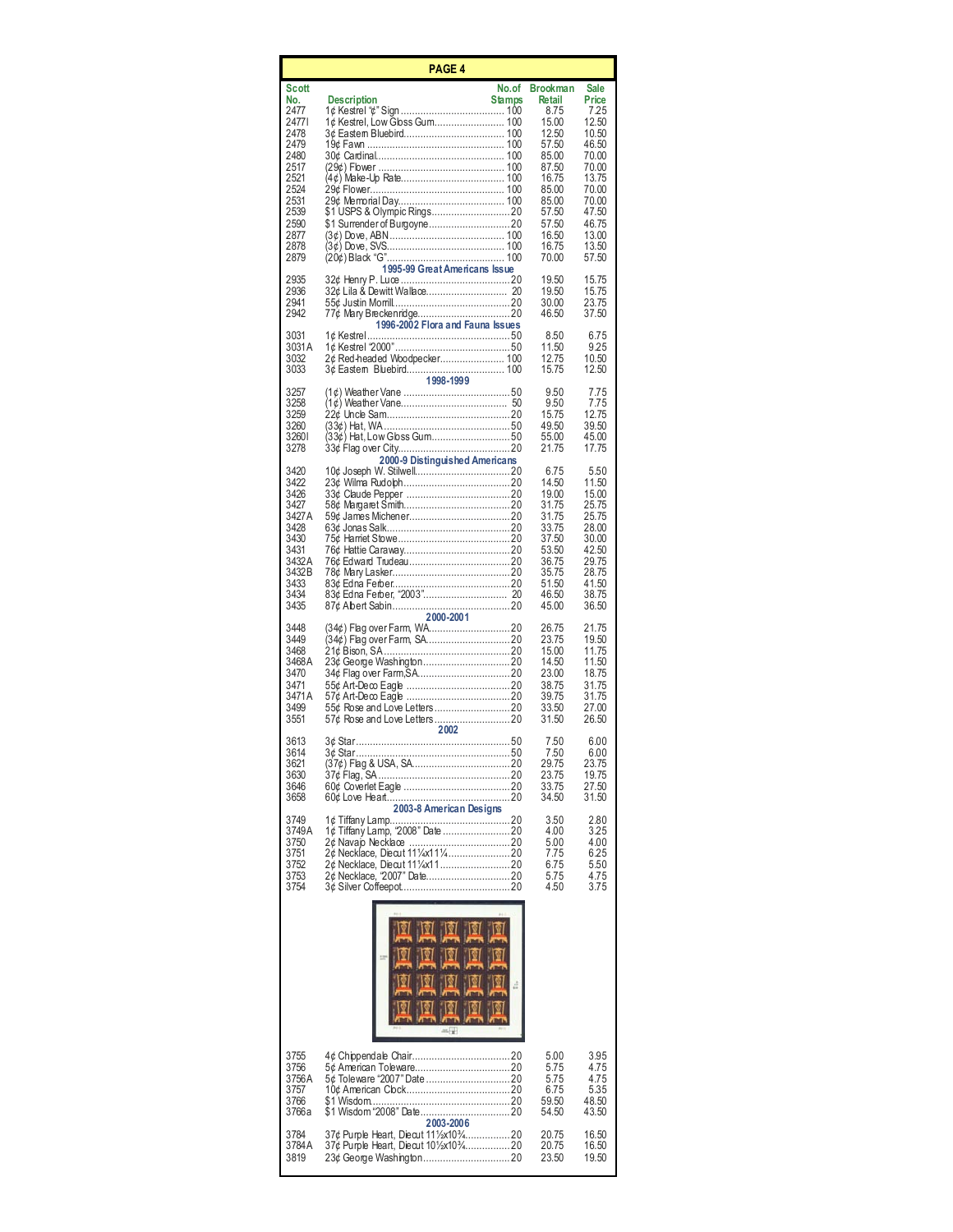## PAGE 4

| Scott No. | Description | No.of Stamps | Brookman Retail | Sale Price |
|---|---|---|---|---|
| 2477 | 1¢ Kestrel "¢" Sign | 100 | 8.75 | 7.25 |
| 2477I | 1¢ Kestrel, Low Gloss Gum | 100 | 15.00 | 12.50 |
| 2478 | 3¢ Eastern Bluebird | 100 | 12.50 | 10.50 |
| 2479 | 19¢ Fawn | 100 | 57.50 | 46.50 |
| 2480 | 30¢ Cardinal | 100 | 85.00 | 70.00 |
| 2517 | (29¢) Flower | 100 | 87.50 | 70.00 |
| 2521 | (4¢) Make-Up Rate | 100 | 16.75 | 13.75 |
| 2524 | 29¢ Flower | 100 | 85.00 | 70.00 |
| 2531 | 29¢ Memorial Day | 100 | 85.00 | 70.00 |
| 2539 | $1 USPS & Olympic Rings | 20 | 57.50 | 47.50 |
| 2590 | $1 Surrender of Burgoyne | 20 | 57.50 | 46.75 |
| 2877 | (3¢) Dove, ABN | 100 | 16.50 | 13.00 |
| 2878 | (3¢) Dove, SVS | 100 | 16.75 | 13.50 |
| 2879 | (20¢) Black "G" | 100 | 70.00 | 57.50 |
| | **1995-99 Great Americans Issue** | | | |
| 2935 | 32¢ Henry P. Luce | 20 | 19.50 | 15.75 |
| 2936 | 32¢ Lila & Dewitt Wallace | 20 | 19.50 | 15.75 |
| 2941 | 55¢ Justin Morrill | 20 | 30.00 | 23.75 |
| 2942 | 77¢ Mary Breckenridge | 20 | 46.50 | 37.50 |
| | **1996-2002 Flora and Fauna Issues** | | | |
| 3031 | 1¢ Kestrel | 50 | 8.50 | 6.75 |
| 3031A | 1¢ Kestrel "2000" | 50 | 11.50 | 9.25 |
| 3032 | 2¢ Red-headed Woodpecker | 100 | 12.75 | 10.50 |
| 3033 | 3¢ Eastern Bluebird | 100 | 15.75 | 12.50 |
| | **1998-1999** | | | |
| 3257 | (1¢) Weather Vane | 50 | 9.50 | 7.75 |
| 3258 | (1¢) Weather Vane | 50 | 9.50 | 7.75 |
| 3259 | 22¢ Uncle Sam | 20 | 15.75 | 12.75 |
| 3260 | (33¢) Hat, WA | 50 | 49.50 | 39.50 |
| 3260I | (33¢) Hat, Low Gloss Gum | 50 | 55.00 | 45.00 |
| 3278 | 33¢ Flag over City | 20 | 21.75 | 17.75 |
| | **2000-9 Distinguished Americans** | | | |
| 3420 | 10¢ Joseph W. Stilwell | 20 | 6.75 | 5.50 |
| 3422 | 23¢ Wilma Rudolph | 20 | 14.50 | 11.50 |
| 3426 | 33¢ Claude Pepper | 20 | 19.00 | 15.00 |
| 3427 | 58¢ Margaret Smith | 20 | 31.75 | 25.75 |
| 3427A | 59¢ James Michener | 20 | 31.75 | 25.75 |
| 3428 | 63¢ Jonas Salk | 20 | 33.75 | 28.00 |
| 3430 | 75¢ Harriet Stowe | 20 | 37.50 | 30.00 |
| 3431 | 76¢ Hattie Caraway | 20 | 53.50 | 42.50 |
| 3432A | 76¢ Edward Trudeau | 20 | 36.75 | 29.75 |
| 3432B | 78¢ Mary Lasker | 20 | 35.75 | 28.75 |
| 3433 | 83¢ Edna Ferber | 20 | 51.50 | 41.50 |
| 3434 | 83¢ Edna Ferber, "2003" | 20 | 46.50 | 38.75 |
| 3435 | 87¢ Albert Sabin | 20 | 45.00 | 36.50 |
| | **2000-2001** | | | |
| 3448 | (34¢) Flag over Farm, WA | 20 | 26.75 | 21.75 |
| 3449 | (34¢) Flag over Farm, SA | 20 | 23.75 | 19.50 |
| 3468 | 21¢ Bison, SA | 20 | 15.00 | 11.75 |
| 3468A | 23¢ George Washington | 20 | 14.50 | 11.50 |
| 3470 | 34¢ Flag over Farm,SA | 20 | 23.00 | 18.75 |
| 3471 | 55¢ Art-Deco Eagle | 20 | 38.75 | 31.75 |
| 3471A | 57¢ Art-Deco Eagle | 20 | 39.75 | 31.75 |
| 3499 | 55¢ Rose and Love Letters | 20 | 33.50 | 27.00 |
| 3551 | 57¢ Rose and Love Letters | 20 | 31.50 | 26.50 |
| | **2002** | | | |
| 3613 | 3¢ Star | 50 | 7.50 | 6.00 |
| 3614 | 3¢ Star | 50 | 7.50 | 6.00 |
| 3621 | (37¢) Flag & USA, SA | 20 | 29.75 | 23.75 |
| 3630 | 37¢ Flag, SA | 20 | 23.75 | 19.75 |
| 3646 | 60¢ Coverlet Eagle | 20 | 33.75 | 27.50 |
| 3658 | 60¢ Love Heart | 20 | 34.50 | 31.50 |
| | **2003-8 American Designs** | | | |
| 3749 | 1¢ Tiffany Lamp | 20 | 3.50 | 2.80 |
| 3749A | 1¢ Tiffany Lamp, "2008" Date | 20 | 4.00 | 3.25 |
| 3750 | 2¢ Navajo Necklace | 20 | 5.00 | 4.00 |
| 3751 | 2¢ Necklace, Diecut 11¼x11¼ | 20 | 7.75 | 6.25 |
| 3752 | 2¢ Necklace, Diecut 11¼x11 | 20 | 6.75 | 5.50 |
| 3753 | 2¢ Necklace, "2007" Date | 20 | 5.75 | 4.75 |
| 3754 | 3¢ Silver Coffeepot | 20 | 4.50 | 3.75 |
| 3755 | 4¢ Chippendale Chair | 20 | 5.00 | 3.95 |
| 3756 | 5¢ American Toleware | 20 | 5.75 | 4.75 |
| 3756A | 5¢ Toleware "2007" Date | 20 | 5.75 | 4.75 |
| 3757 | 10¢ American Clock | 20 | 6.75 | 5.35 |
| 3766 | $1 Wisdom | 20 | 59.50 | 48.50 |
| 3766a | $1 Wisdom "2008" Date | 20 | 54.50 | 43.50 |
| | **2003-2006** | | | |
| 3784 | 37¢ Purple Heart, Diecut 11½x10¾ | 20 | 20.75 | 16.50 |
| 3784A | 37¢ Purple Heart, Diecut 10½x10¾ | 20 | 20.75 | 16.50 |
| 3819 | 23¢ George Washington | 20 | 23.50 | 19.50 |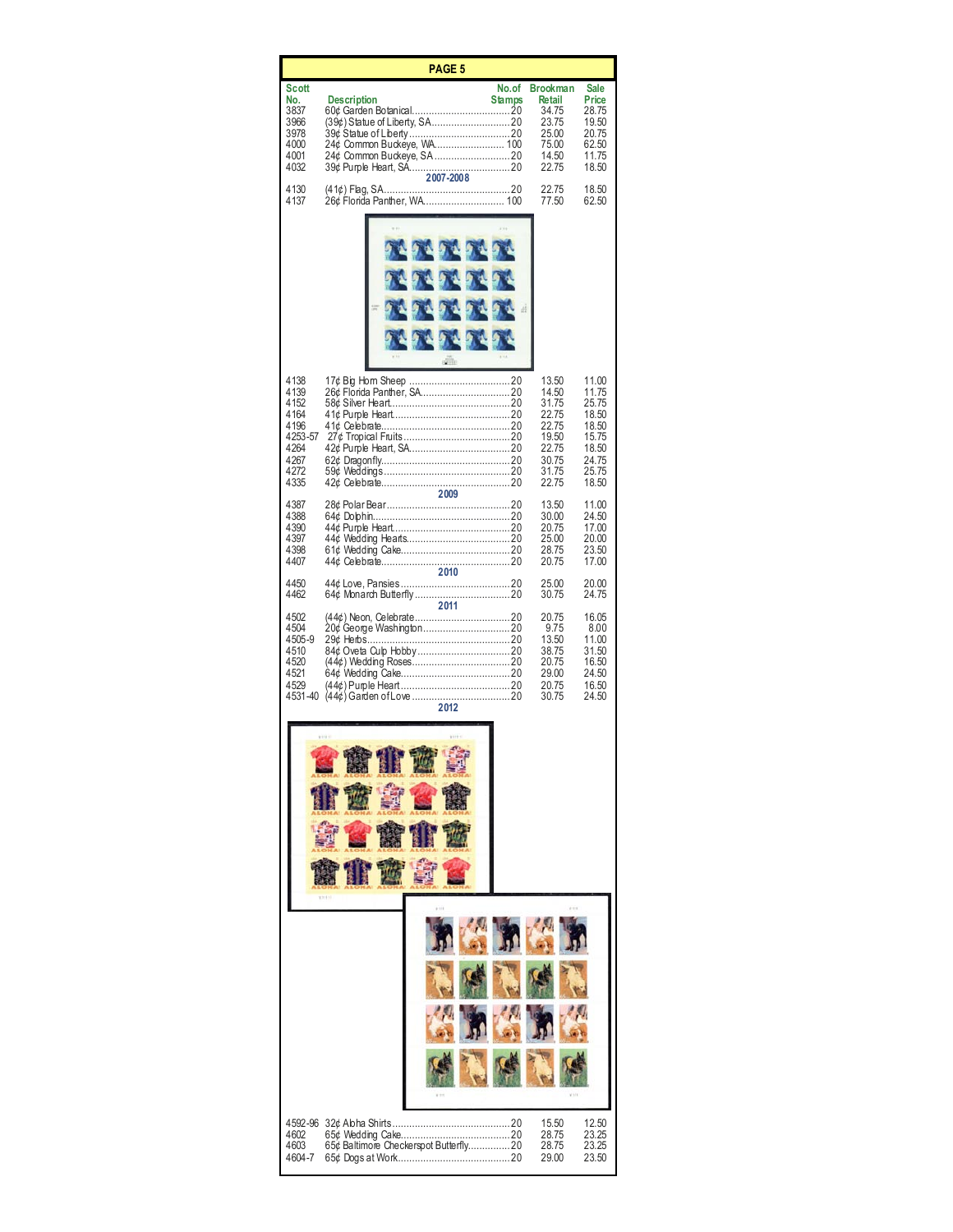## PAGE 5

| Scott No. | Description | No. of Stamps | Brookman Retail | Sale Price |
|---|---|---|---|---|
| 3837 | 60¢ Garden Botanical | 20 | 34.75 | 28.75 |
| 3966 | (39¢) Statue of Liberty, SA | 20 | 23.75 | 19.50 |
| 3978 | 39¢ Statue of Liberty | 20 | 25.00 | 20.75 |
| 4000 | 24¢ Common Buckeye, WA | 100 | 75.00 | 62.50 |
| 4001 | 24¢ Common Buckeye, SA | 20 | 14.50 | 11.75 |
| 4032 | 39¢ Purple Heart, SA | 20 | 22.75 | 18.50 |
| | **2007-2008** | | | |
| 4130 | (41¢) Flag, SA | 20 | 22.75 | 18.50 |
| 4137 | 26¢ Florida Panther, WA | 100 | 77.50 | 62.50 |
| 4138 | 17¢ Big Horn Sheep | 20 | 13.50 | 11.00 |
| 4139 | 26¢ Florida Panther, SA | 20 | 14.50 | 11.75 |
| 4152 | 58¢ Silver Heart | 20 | 31.75 | 25.75 |
| 4164 | 41¢ Purple Heart | 20 | 22.75 | 18.50 |
| 4196 | 41¢ Celebrate | 20 | 22.75 | 18.50 |
| 4253-57 | 27¢ Tropical Fruits | 20 | 19.50 | 15.75 |
| 4264 | 42¢ Purple Heart, SA | 20 | 22.75 | 18.50 |
| 4267 | 62¢ Dragonfly | 20 | 30.75 | 24.75 |
| 4272 | 59¢ Weddings | 20 | 31.75 | 25.75 |
| 4335 | 42¢ Celebrate | 20 | 22.75 | 18.50 |
| | **2009** | | | |
| 4387 | 28¢ Polar Bear | 20 | 13.50 | 11.00 |
| 4388 | 64¢ Dolphin | 20 | 30.00 | 24.50 |
| 4390 | 44¢ Purple Heart | 20 | 20.75 | 17.00 |
| 4397 | 44¢ Wedding Hearts | 20 | 25.00 | 20.00 |
| 4398 | 61¢ Wedding Cake | 20 | 28.75 | 23.50 |
| 4407 | 44¢ Celebrate | 20 | 20.75 | 17.00 |
| | **2010** | | | |
| 4450 | 44¢ Love, Pansies | 20 | 25.00 | 20.00 |
| 4462 | 64¢ Monarch Butterfly | 20 | 30.75 | 24.75 |
| | **2011** | | | |
| 4502 | (44¢) Neon, Celebrate | 20 | 20.75 | 16.05 |
| 4504 | 20¢ George Washington | 20 | 9.75 | 8.00 |
| 4505-9 | 29¢ Herbs | 20 | 13.50 | 11.00 |
| 4510 | 84¢ Oveta Culp Hobby | 20 | 38.75 | 31.50 |
| 4520 | (44¢) Wedding Roses | 20 | 20.75 | 16.50 |
| 4521 | 64¢ Wedding Cake | 20 | 29.00 | 24.50 |
| 4529 | (44¢) Purple Heart | 20 | 20.75 | 16.50 |
| 4531-40 | (44¢) Garden of Love | 20 | 30.75 | 24.50 |
| | **2012** | | | |
| 4592-96 | 32¢ Aloha Shirts | 20 | 15.50 | 12.50 |
| 4602 | 65¢ Wedding Cake | 20 | 28.75 | 23.25 |
| 4603 | 65¢ Baltimore Checkerspot Butterfly | 20 | 28.75 | 23.25 |
| 4604-7 | 65¢ Dogs at Work | 20 | 29.00 | 23.50 |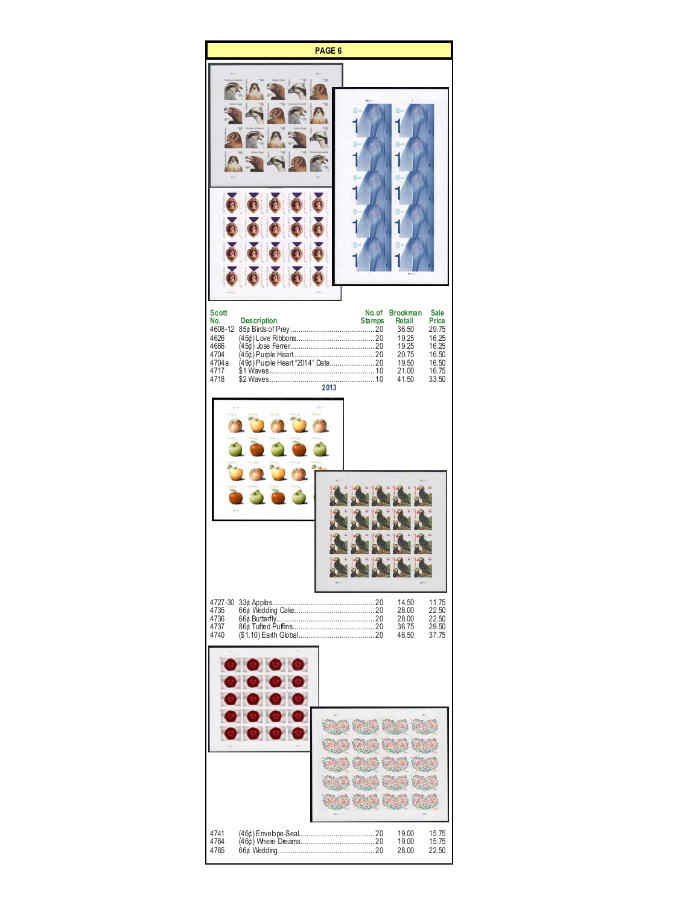# PAGE 6

| Scott No. | Description | No. of Stamps | Brookman Retail | Sale Price |
|---|---|---|---|---|
| 4608-12 | 85¢ Birds of Prey | 20 | 36.50 | 29.75 |
| 4626 | (45¢) Love Ribbons | 20 | 19.25 | 16.25 |
| 4666 | (45¢) Jose Ferrer | 20 | 19.25 | 16.25 |
| 4704 | (45¢) Purple Heart | 20 | 20.75 | 16.50 |
| 4704a | (49¢) Purple Heart "2014" Date | 20 | 19.50 | 16.50 |
| 4717 | $1 Waves | 10 | 21.00 | 16.75 |
| 4718 | $2 Waves | 10 | 41.50 | 33.50 |

## 2013

| Scott No. | Description | No. of Stamps | Brookman Retail | Sale Price |
|---|---|---|---|---|
| 4727-30 | 33¢ Apples | 20 | 14.50 | 11.75 |
| 4735 | 66¢ Wedding Cake | 20 | 28.00 | 22.50 |
| 4736 | 66¢ Butterfly | 20 | 28.00 | 22.50 |
| 4737 | 86¢ Tufted Puffins | 20 | 36.75 | 29.50 |
| 4740 | ($1.10) Earth Global | 20 | 46.50 | 37.75 |
| 4741 | (46¢) Envelope-Seal | 20 | 19.00 | 15.75 |
| 4764 | (46¢) Where Dreams | 20 | 19.00 | 15.75 |
| 4765 | 66¢ Wedding | 20 | 28.00 | 22.50 |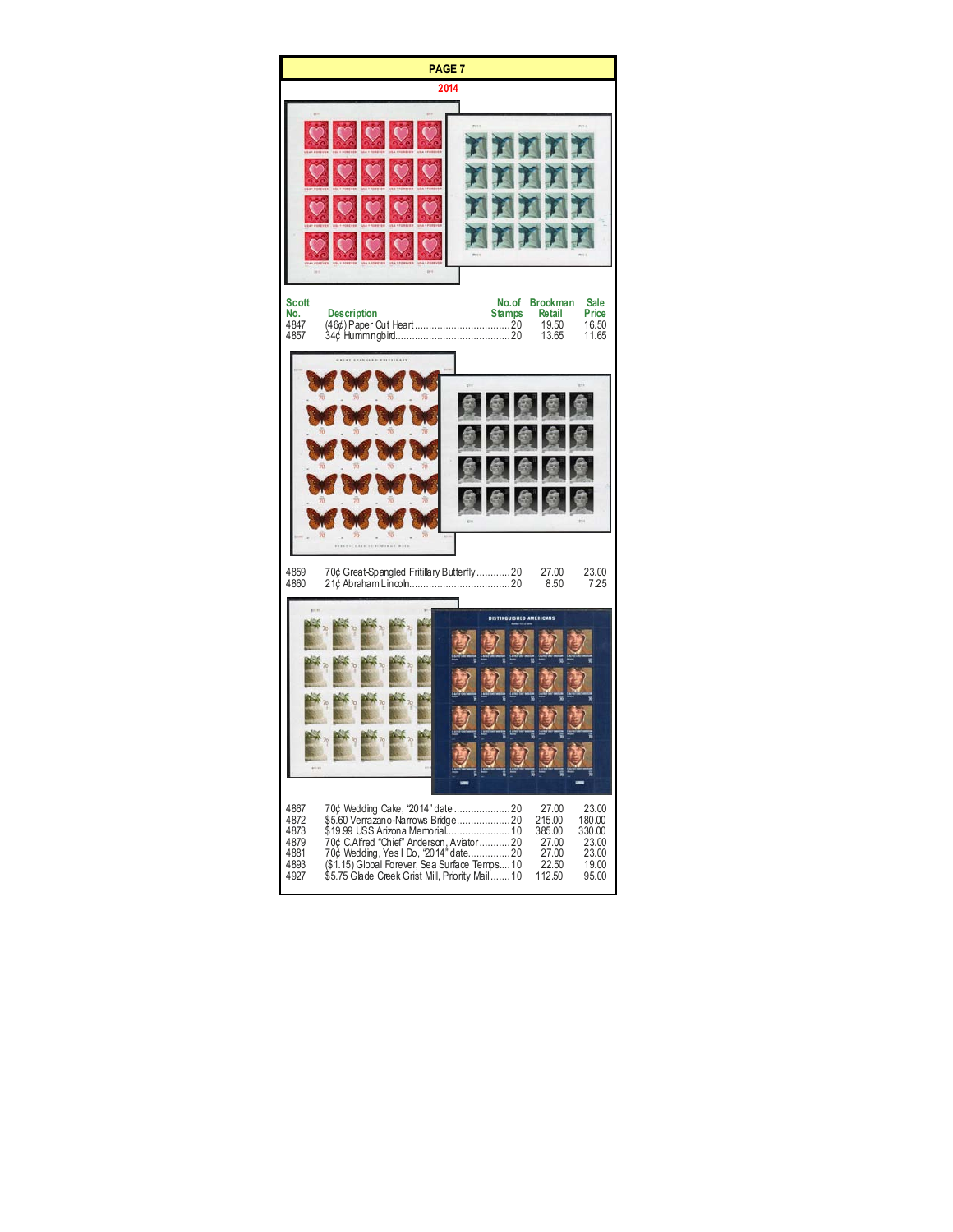## PAGE 7

### 2014

| Scott No. | Description | No.of Stamps | Brookman Retail | Sale Price |
|---|---|---|---|---|
| 4847 | (46¢) Paper Cut Heart | 20 | 19.50 | 16.50 |
| 4857 | 34¢ Hummingbird | 20 | 13.65 | 11.65 |
| 4859 | 70¢ Great-Spangled Fritillary Butterfly | 20 | 27.00 | 23.00 |
| 4860 | 21¢ Abraham Lincoln | 20 | 8.50 | 7.25 |
| 4867 | 70¢ Wedding Cake, "2014" date | 20 | 27.00 | 23.00 |
| 4872 | $5.60 Verrazano-Narrows Bridge | 20 | 215.00 | 180.00 |
| 4873 | $19.99 USS Arizona Memorial | 10 | 385.00 | 330.00 |
| 4879 | 70¢ C.Alfred "Chief" Anderson, Aviator | 20 | 27.00 | 23.00 |
| 4881 | 70¢ Wedding, Yes I Do, "2014" date | 20 | 27.00 | 23.00 |
| 4893 | ($1.15) Global Forever, Sea Surface Temps | 10 | 22.50 | 19.00 |
| 4927 | $5.75 Glade Creek Grist Mill, Priority Mail | 10 | 112.50 | 95.00 |